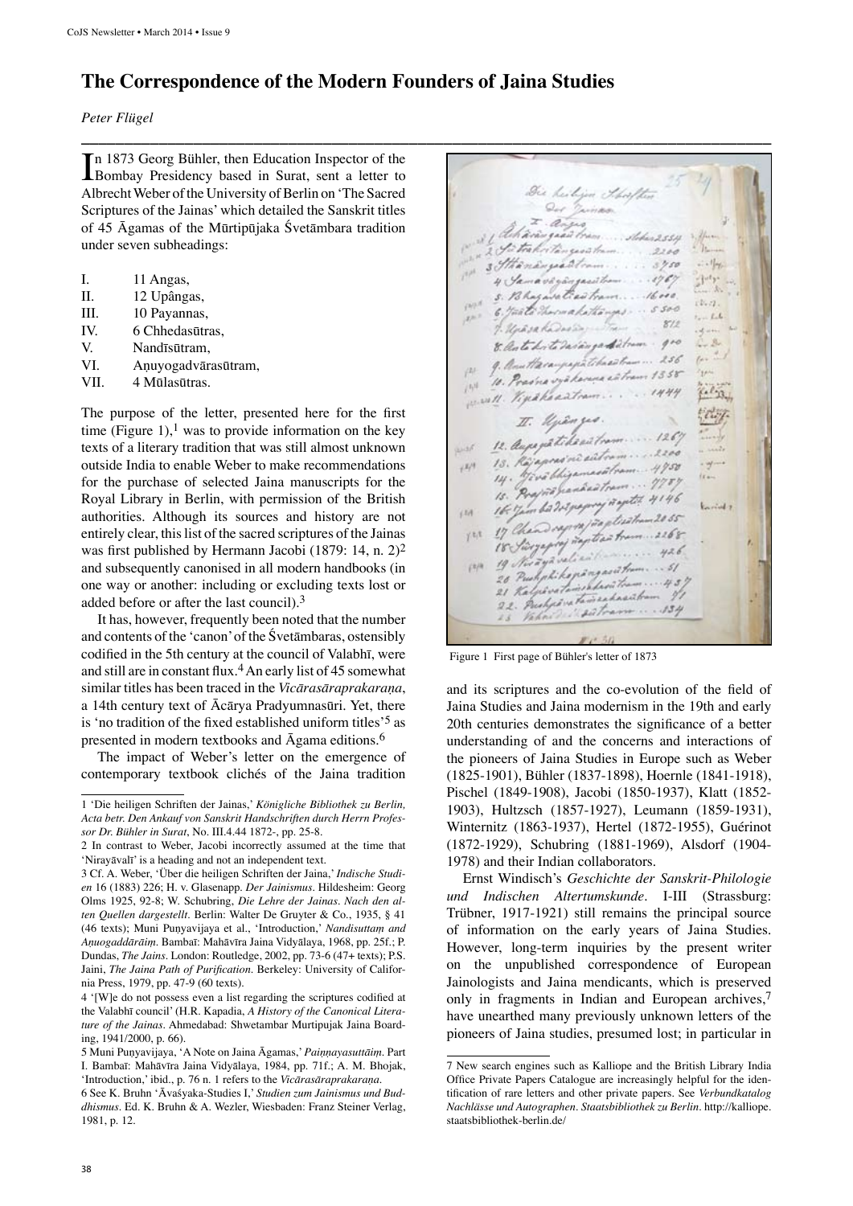# The Correspondence of the Modern Founders of Jaina Studies

*Peter Flügel*

In 1873 Georg Bühler, then Education Inspector of the Bombay Presidency based in Surat, sent a letter to Albrecht Weber of the University of Berlin on 'The Sacred Scriptures of the Jainas' which detailed the Sanskrit titles of 45 Āgamas of the Mūrtipūjaka Śvetāmbara tradition under seven subheadings:

I. 11 Angas,
II. 12 Upângas,
III. 10 Payannas,
IV. 6 Chhedasūtras,
V. Nandīsūtram,
VI. Aṇuyogadvārasūtram,
VII. 4 Mūlasūtras.

The purpose of the letter, presented here for the first time (Figure 1),[1] was to provide information on the key texts of a literary tradition that was still almost unknown outside India to enable Weber to make recommendations for the purchase of selected Jaina manuscripts for the Royal Library in Berlin, with permission of the British authorities. Although its sources and history are not entirely clear, this list of the sacred scriptures of the Jainas was first published by Hermann Jacobi (1879: 14, n. 2)[2] and subsequently canonised in all modern handbooks (in one way or another: including or excluding texts lost or added before or after the last council).[3]

It has, however, frequently been noted that the number and contents of the 'canon' of the Śvetāmbaras, ostensibly codified in the 5th century at the council of Valabhī, were and still are in constant flux.[4] An early list of 45 somewhat similar titles has been traced in the *Vicārasāraprakaraṇa*, a 14th century text of Ācārya Pradyumnasūri. Yet, there is 'no tradition of the fixed established uniform titles'[5] as presented in modern textbooks and Āgama editions.[6]

The impact of Weber's letter on the emergence of contemporary textbook clichés of the Jaina tradition and its scriptures and the co-evolution of the field of Jaina Studies and Jaina modernism in the 19th and early 20th centuries demonstrates the significance of a better understanding of and the concerns and interactions of the pioneers of Jaina Studies in Europe such as Weber (1825-1901), Bühler (1837-1898), Hoernle (1841-1918), Pischel (1849-1908), Jacobi (1850-1937), Klatt (1852-1903), Hultzsch (1857-1927), Leumann (1859-1931), Winternitz (1863-1937), Hertel (1872-1955), Guérinot (1872-1929), Schubring (1881-1969), Alsdorf (1904-1978) and their Indian collaborators.

Ernst Windisch's *Geschichte der Sanskrit-Philologie und Indischen Altertumskunde*. I-III (Strassburg: Trübner, 1917-1921) still remains the principal source of information on the early years of Jaina Studies. However, long-term inquiries by the present writer on the unpublished correspondence of European Jainologists and Jaina mendicants, which is preserved only in fragments in Indian and European archives,[7] have unearthed many previously unknown letters of the pioneers of Jaina studies, presumed lost; in particular in

Figure 1 First page of Bühler's letter of 1873

---

1 'Die heiligen Schriften der Jainas,' *Königliche Bibliothek zu Berlin, Acta betr. Den Ankauf von Sanskrit Handschriften durch Herrn Professor Dr. Bühler in Surat*, No. III.4.44 1872-, pp. 25-8.

2 In contrast to Weber, Jacobi incorrectly assumed at the time that 'Nirayāvalī' is a heading and not an independent text.

3 Cf. A. Weber, 'Über die heiligen Schriften der Jaina,' *Indische Studien* 16 (1883) 226; H. v. Glasenapp. *Der Jainismus*. Hildesheim: Georg Olms 1925, 92-8; W. Schubring, *Die Lehre der Jainas. Nach den alten Quellen dargestellt*. Berlin: Walter De Gruyter & Co., 1935, § 41 (46 texts); Muni Puṇyavijaya et al., 'Introduction,' *Nandisuttaṃ and Aṇuogaddārāiṃ*. Bambaī: Mahāvīra Jaina Vidyālaya, 1968, pp. 25f.; P. Dundas, *The Jains*. London: Routledge, 2002, pp. 73-6 (47+ texts); P.S. Jaini, *The Jaina Path of Purification*. Berkeley: University of California Press, 1979, pp. 47-9 (60 texts).

4 '[W]e do not possess even a list regarding the scriptures codified at the Valabhī council' (H.R. Kapadia, *A History of the Canonical Literature of the Jainas*. Ahmedabad: Shwetambar Murtipujak Jaina Boarding, 1941/2000, p. 66).

5 Muni Puṇyavijaya, 'A Note on Jaina Āgamas,' *Paiṇṇayasuttāiṃ*. Part I. Bambaī: Mahāvīra Jaina Vidyālaya, 1984, pp. 71f.; A. M. Bhojak, 'Introduction,' ibid., p. 76 n. 1 refers to the *Vicārasāraprakaraṇa*.

6 See K. Bruhn 'Āvaśyaka-Studies I,' *Studien zum Jainismus und Buddhismus*. Ed. K. Bruhn & A. Wezler, Wiesbaden: Franz Steiner Verlag, 1981, p. 12.

7 New search engines such as Kalliope and the British Library India Office Private Papers Catalogue are increasingly helpful for the identification of rare letters and other private papers. See *Verbundkatalog Nachlässe und Autographen. Staatsbibliothek zu Berlin*. http://kalliope.staatsbibliothek-berlin.de/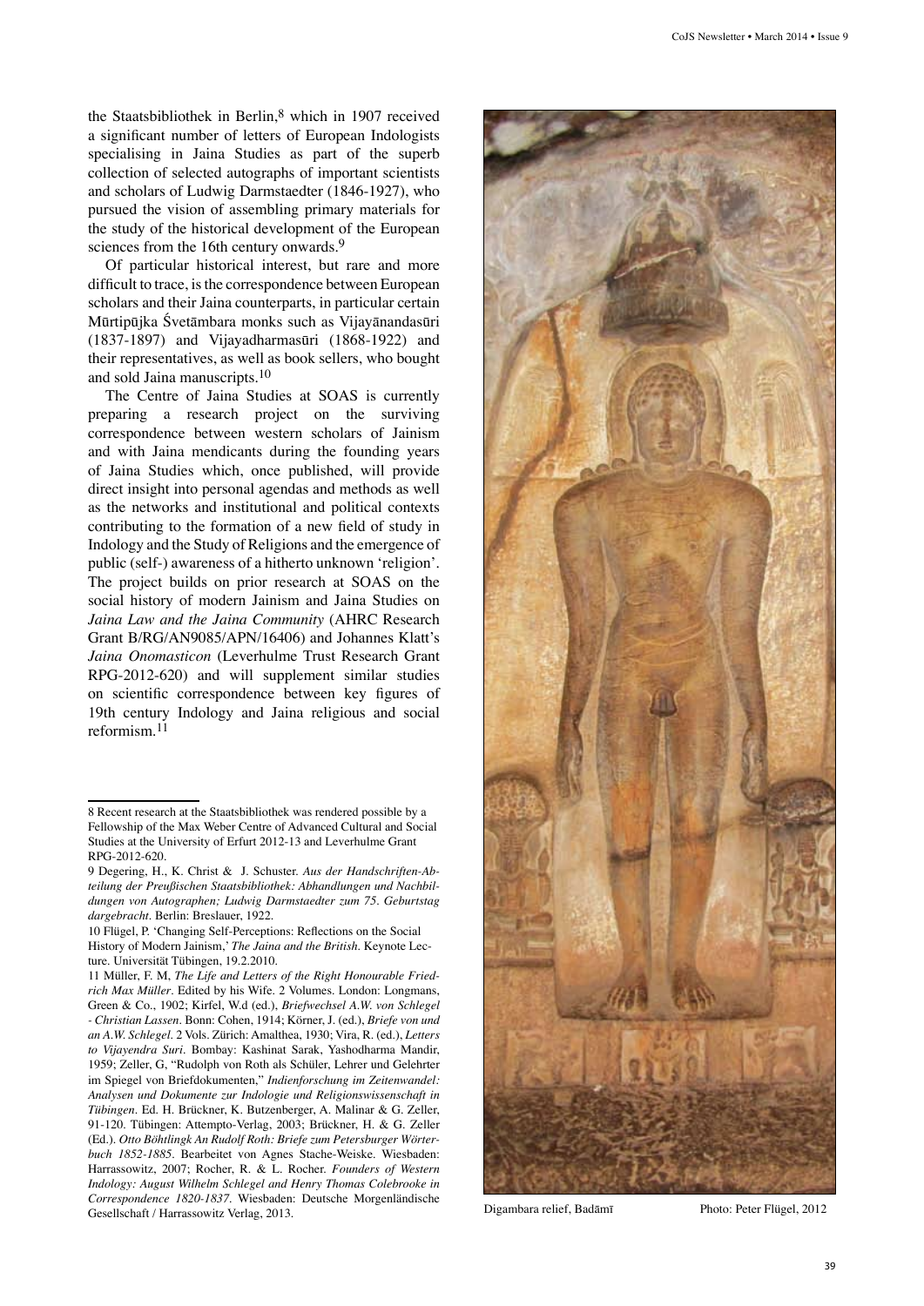the Staatsbibliothek in Berlin,[8] which in 1907 received a significant number of letters of European Indologists specialising in Jaina Studies as part of the superb collection of selected autographs of important scientists and scholars of Ludwig Darmstaedter (1846-1927), who pursued the vision of assembling primary materials for the study of the historical development of the European sciences from the 16th century onwards.[9]

Of particular historical interest, but rare and more difficult to trace, is the correspondence between European scholars and their Jaina counterparts, in particular certain Mūrtipūjka Śvetāmbara monks such as Vijayānandasūri (1837-1897) and Vijayadharmasūri (1868-1922) and their representatives, as well as book sellers, who bought and sold Jaina manuscripts.[10]

The Centre of Jaina Studies at SOAS is currently preparing a research project on the surviving correspondence between western scholars of Jainism and with Jaina mendicants during the founding years of Jaina Studies which, once published, will provide direct insight into personal agendas and methods as well as the networks and institutional and political contexts contributing to the formation of a new field of study in Indology and the Study of Religions and the emergence of public (self-) awareness of a hitherto unknown 'religion'. The project builds on prior research at SOAS on the social history of modern Jainism and Jaina Studies on *Jaina Law and the Jaina Community* (AHRC Research Grant B/RG/AN9085/APN/16406) and Johannes Klatt's *Jaina Onomasticon* (Leverhulme Trust Research Grant RPG-2012-620) and will supplement similar studies on scientific correspondence between key figures of 19th century Indology and Jaina religious and social reformism.[11]

Digambara relief, Badāmī Photo: Peter Flügel, 2012

---

8 Recent research at the Staatsbibliothek was rendered possible by a Fellowship of the Max Weber Centre of Advanced Cultural and Social Studies at the University of Erfurt 2012-13 and Leverhulme Grant RPG-2012-620.

9 Degering, H., K. Christ & J. Schuster. *Aus der Handschriften-Abteilung der Preußischen Staatsbibliothek: Abhandlungen und Nachbildungen von Autographen; Ludwig Darmstaedter zum 75. Geburtstag dargebracht*. Berlin: Breslauer, 1922.

10 Flügel, P. 'Changing Self-Perceptions: Reflections on the Social History of Modern Jainism,' *The Jaina and the British*. Keynote Lecture. Universität Tübingen, 19.2.2010.

11 Müller, F. M, *The Life and Letters of the Right Honourable Friedrich Max Müller*. Edited by his Wife. 2 Volumes. London: Longmans, Green & Co., 1902; Kirfel, W.d (ed.), *Briefwechsel A.W. von Schlegel - Christian Lassen*. Bonn: Cohen, 1914; Körner, J. (ed.), *Briefe von und an A.W. Schlegel*. 2 Vols. Zürich: Amalthea, 1930; Vira, R. (ed.), *Letters to Vijayendra Suri*. Bombay: Kashinat Sarak, Yashodharma Mandir, 1959; Zeller, G, "Rudolph von Roth als Schüler, Lehrer und Gelehrter im Spiegel von Briefdokumenten," *Indienforschung im Zeitenwandel: Analysen und Dokumente zur Indologie und Religionswissenschaft in Tübingen*. Ed. H. Brückner, K. Butzenberger, A. Malinar & G. Zeller, 91-120. Tübingen: Attempto-Verlag, 2003; Brückner, H. & G. Zeller (Ed.). *Otto Böhtlingk An Rudolf Roth: Briefe zum Petersburger Wörterbuch 1852-1885*. Bearbeitet von Agnes Stache-Weiske. Wiesbaden: Harrassowitz, 2007; Rocher, R. & L. Rocher. *Founders of Western Indology: August Wilhelm Schlegel and Henry Thomas Colebrooke in Correspondence 1820-1837*. Wiesbaden: Deutsche Morgenländische Gesellschaft / Harrassowitz Verlag, 2013.